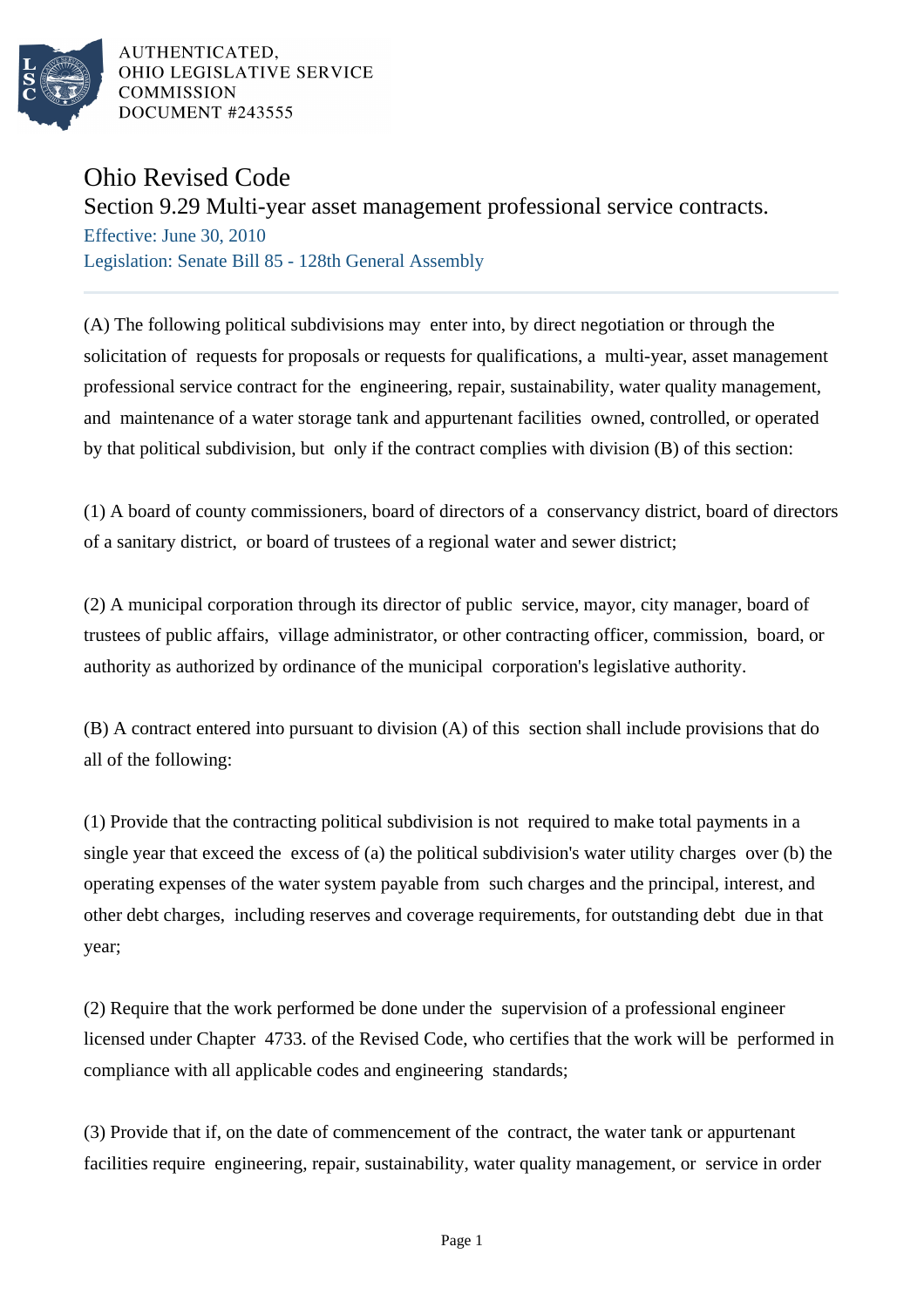AUTHENTICATED,
OHIO LEGISLATIVE SERVICE
COMMISSION
DOCUMENT #243555

# Ohio Revised Code

## Section 9.29 Multi-year asset management professional service contracts.

Effective: June 30, 2010

Legislation: Senate Bill 85 - 128th General Assembly

---

(A) The following political subdivisions may enter into, by direct negotiation or through the solicitation of requests for proposals or requests for qualifications, a multi-year, asset management professional service contract for the engineering, repair, sustainability, water quality management, and maintenance of a water storage tank and appurtenant facilities owned, controlled, or operated by that political subdivision, but only if the contract complies with division (B) of this section:

(1) A board of county commissioners, board of directors of a conservancy district, board of directors of a sanitary district, or board of trustees of a regional water and sewer district;

(2) A municipal corporation through its director of public service, mayor, city manager, board of trustees of public affairs, village administrator, or other contracting officer, commission, board, or authority as authorized by ordinance of the municipal corporation's legislative authority.

(B) A contract entered into pursuant to division (A) of this section shall include provisions that do all of the following:

(1) Provide that the contracting political subdivision is not required to make total payments in a single year that exceed the excess of (a) the political subdivision's water utility charges over (b) the operating expenses of the water system payable from such charges and the principal, interest, and other debt charges, including reserves and coverage requirements, for outstanding debt due in that year;

(2) Require that the work performed be done under the supervision of a professional engineer licensed under Chapter 4733. of the Revised Code, who certifies that the work will be performed in compliance with all applicable codes and engineering standards;

(3) Provide that if, on the date of commencement of the contract, the water tank or appurtenant facilities require engineering, repair, sustainability, water quality management, or service in order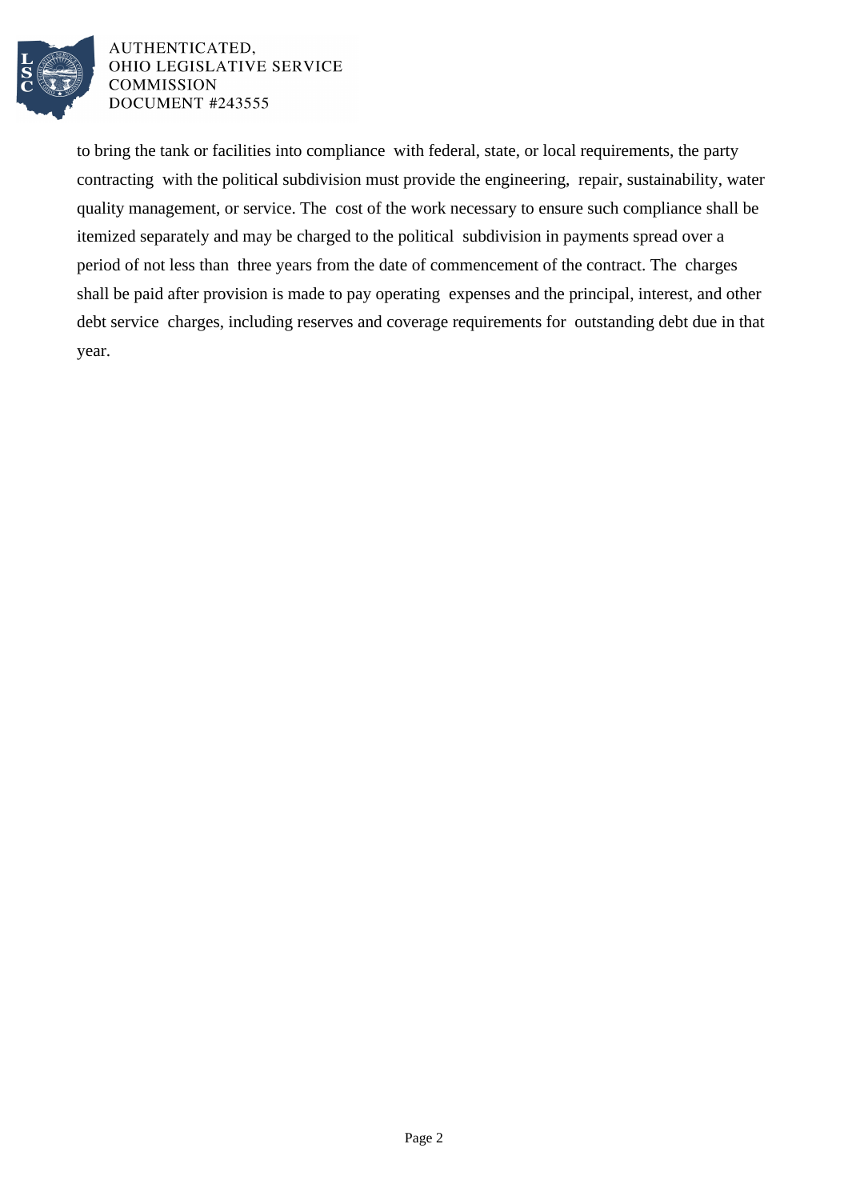to bring the tank or facilities into compliance with federal, state, or local requirements, the party contracting with the political subdivision must provide the engineering, repair, sustainability, water quality management, or service. The cost of the work necessary to ensure such compliance shall be itemized separately and may be charged to the political subdivision in payments spread over a period of not less than three years from the date of commencement of the contract. The charges shall be paid after provision is made to pay operating expenses and the principal, interest, and other debt service charges, including reserves and coverage requirements for outstanding debt due in that year.